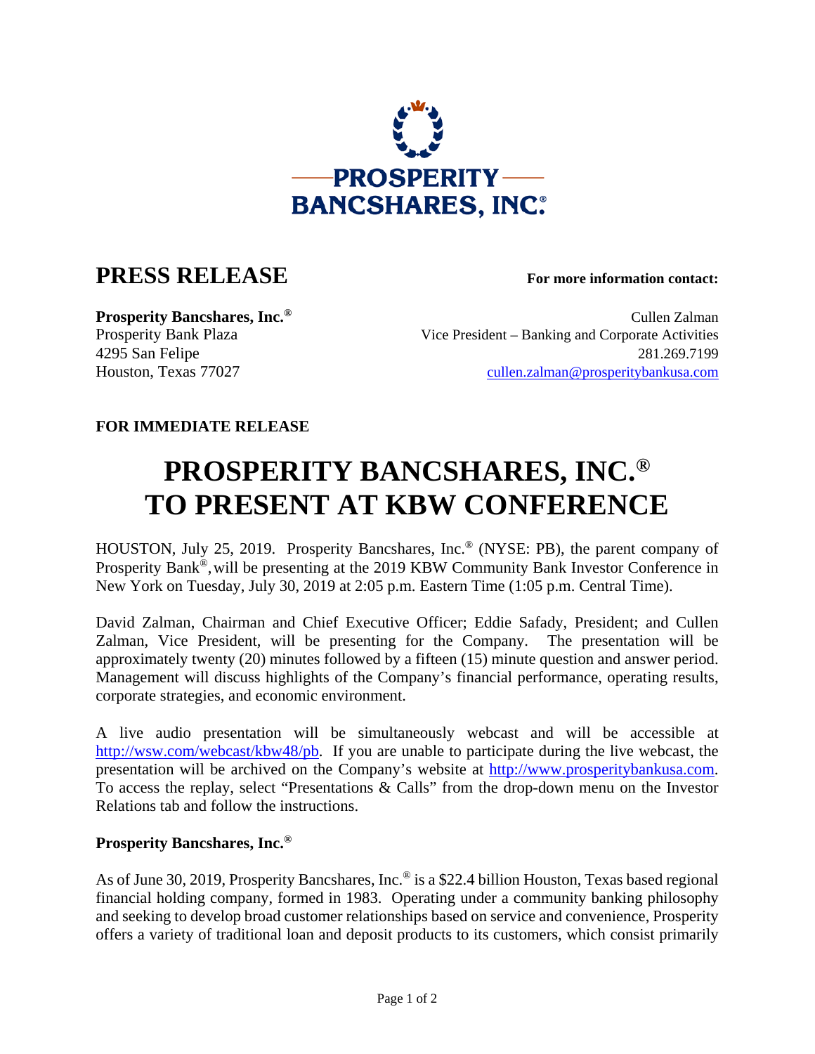PROSPERITY BANCSHARES, INC.®

## PRESS RELEASE

**For more information contact:**

**Prosperity Bancshares, Inc.®**
Prosperity Bank Plaza
4295 San Felipe
Houston, Texas 77027

Cullen Zalman
Vice President – Banking and Corporate Activities
281.269.7199
cullen.zalman@prosperitybankusa.com

**FOR IMMEDIATE RELEASE**

# PROSPERITY BANCSHARES, INC.® TO PRESENT AT KBW CONFERENCE

HOUSTON, July 25, 2019. Prosperity Bancshares, Inc.® (NYSE: PB), the parent company of Prosperity Bank®, will be presenting at the 2019 KBW Community Bank Investor Conference in New York on Tuesday, July 30, 2019 at 2:05 p.m. Eastern Time (1:05 p.m. Central Time).

David Zalman, Chairman and Chief Executive Officer; Eddie Safady, President; and Cullen Zalman, Vice President, will be presenting for the Company. The presentation will be approximately twenty (20) minutes followed by a fifteen (15) minute question and answer period. Management will discuss highlights of the Company's financial performance, operating results, corporate strategies, and economic environment.

A live audio presentation will be simultaneously webcast and will be accessible at http://wsw.com/webcast/kbw48/pb. If you are unable to participate during the live webcast, the presentation will be archived on the Company's website at http://www.prosperitybankusa.com. To access the replay, select "Presentations & Calls" from the drop-down menu on the Investor Relations tab and follow the instructions.

**Prosperity Bancshares, Inc.®**

As of June 30, 2019, Prosperity Bancshares, Inc.® is a $22.4 billion Houston, Texas based regional financial holding company, formed in 1983. Operating under a community banking philosophy and seeking to develop broad customer relationships based on service and convenience, Prosperity offers a variety of traditional loan and deposit products to its customers, which consist primarily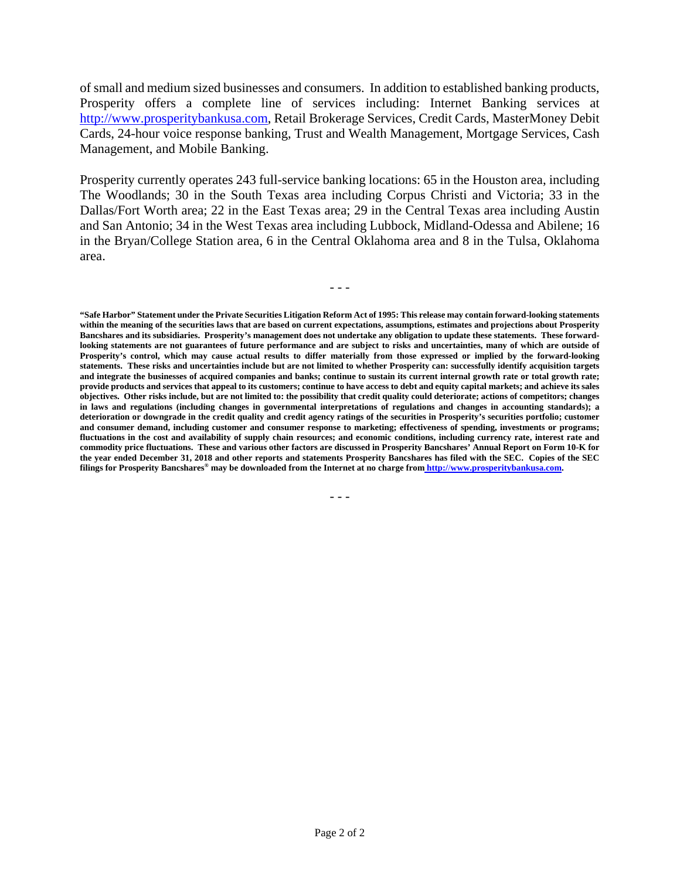of small and medium sized businesses and consumers. In addition to established banking products, Prosperity offers a complete line of services including: Internet Banking services at http://www.prosperitybankusa.com, Retail Brokerage Services, Credit Cards, MasterMoney Debit Cards, 24-hour voice response banking, Trust and Wealth Management, Mortgage Services, Cash Management, and Mobile Banking.

Prosperity currently operates 243 full-service banking locations: 65 in the Houston area, including The Woodlands; 30 in the South Texas area including Corpus Christi and Victoria; 33 in the Dallas/Fort Worth area; 22 in the East Texas area; 29 in the Central Texas area including Austin and San Antonio; 34 in the West Texas area including Lubbock, Midland-Odessa and Abilene; 16 in the Bryan/College Station area, 6 in the Central Oklahoma area and 8 in the Tulsa, Oklahoma area.

- - -

**"Safe Harbor" Statement under the Private Securities Litigation Reform Act of 1995: This release may contain forward-looking statements within the meaning of the securities laws that are based on current expectations, assumptions, estimates and projections about Prosperity Bancshares and its subsidiaries. Prosperity's management does not undertake any obligation to update these statements. These forward-looking statements are not guarantees of future performance and are subject to risks and uncertainties, many of which are outside of Prosperity's control, which may cause actual results to differ materially from those expressed or implied by the forward-looking statements. These risks and uncertainties include but are not limited to whether Prosperity can: successfully identify acquisition targets and integrate the businesses of acquired companies and banks; continue to sustain its current internal growth rate or total growth rate; provide products and services that appeal to its customers; continue to have access to debt and equity capital markets; and achieve its sales objectives. Other risks include, but are not limited to: the possibility that credit quality could deteriorate; actions of competitors; changes in laws and regulations (including changes in governmental interpretations of regulations and changes in accounting standards); a deterioration or downgrade in the credit quality and credit agency ratings of the securities in Prosperity's securities portfolio; customer and consumer demand, including customer and consumer response to marketing; effectiveness of spending, investments or programs; fluctuations in the cost and availability of supply chain resources; and economic conditions, including currency rate, interest rate and commodity price fluctuations. These and various other factors are discussed in Prosperity Bancshares' Annual Report on Form 10-K for the year ended December 31, 2018 and other reports and statements Prosperity Bancshares has filed with the SEC. Copies of the SEC filings for Prosperity Bancshares® may be downloaded from the Internet at no charge from http://www.prosperitybankusa.com.**

- - -